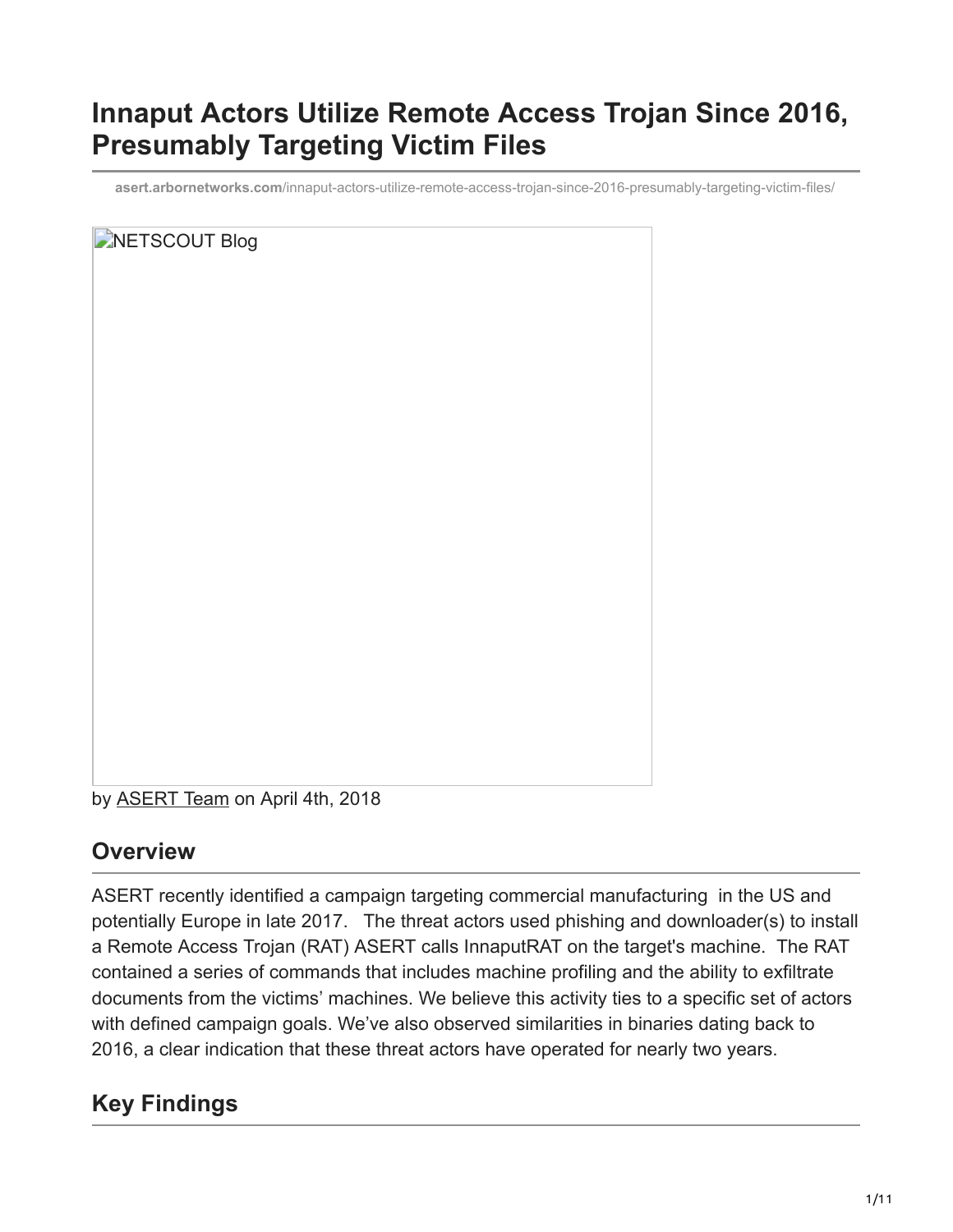# Innaput Actors Utilize Remote Access Trojan Since 2016, Presumably Targeting Victim Files

asert.arbornetworks.com/innaput-actors-utilize-remote-access-trojan-since-2016-presumably-targeting-victim-files/

NETSCOUT Blog

by ASERT Team on April 4th, 2018

## Overview

ASERT recently identified a campaign targeting commercial manufacturing in the US and potentially Europe in late 2017. The threat actors used phishing and downloader(s) to install a Remote Access Trojan (RAT) ASERT calls InnaputRAT on the target's machine. The RAT contained a series of commands that includes machine profiling and the ability to exfiltrate documents from the victims' machines. We believe this activity ties to a specific set of actors with defined campaign goals. We've also observed similarities in binaries dating back to 2016, a clear indication that these threat actors have operated for nearly two years.

## Key Findings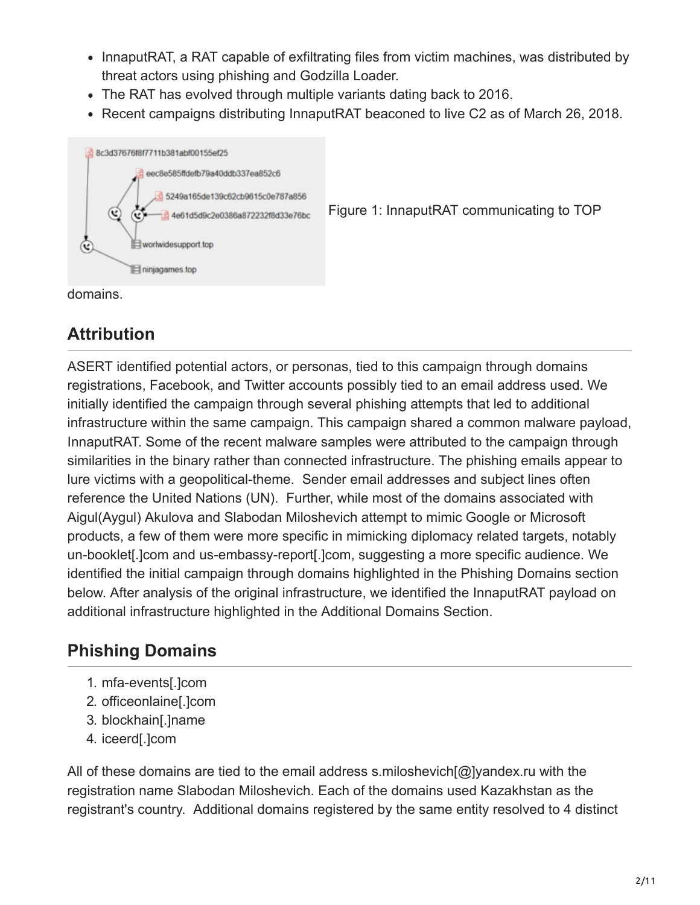- InnaputRAT, a RAT capable of exfiltrating files from victim machines, was distributed by threat actors using phishing and Godzilla Loader.
- The RAT has evolved through multiple variants dating back to 2016.
- Recent campaigns distributing InnaputRAT beaconed to live C2 as of March 26, 2018.

Figure 1: InnaputRAT communicating to TOP domains.

## Attribution

ASERT identified potential actors, or personas, tied to this campaign through domains registrations, Facebook, and Twitter accounts possibly tied to an email address used. We initially identified the campaign through several phishing attempts that led to additional infrastructure within the same campaign. This campaign shared a common malware payload, InnaputRAT. Some of the recent malware samples were attributed to the campaign through similarities in the binary rather than connected infrastructure. The phishing emails appear to lure victims with a geopolitical-theme. Sender email addresses and subject lines often reference the United Nations (UN). Further, while most of the domains associated with Aigul(Aygul) Akulova and Slabodan Miloshevich attempt to mimic Google or Microsoft products, a few of them were more specific in mimicking diplomacy related targets, notably un-booklet[.]com and us-embassy-report[.]com, suggesting a more specific audience. We identified the initial campaign through domains highlighted in the Phishing Domains section below. After analysis of the original infrastructure, we identified the InnaputRAT payload on additional infrastructure highlighted in the Additional Domains Section.

## Phishing Domains

1. mfa-events[.]com
2. officeonlaine[.]com
3. blockhain[.]name
4. iceerd[.]com

All of these domains are tied to the email address s.miloshevich[@]yandex.ru with the registration name Slabodan Miloshevich. Each of the domains used Kazakhstan as the registrant's country. Additional domains registered by the same entity resolved to 4 distinct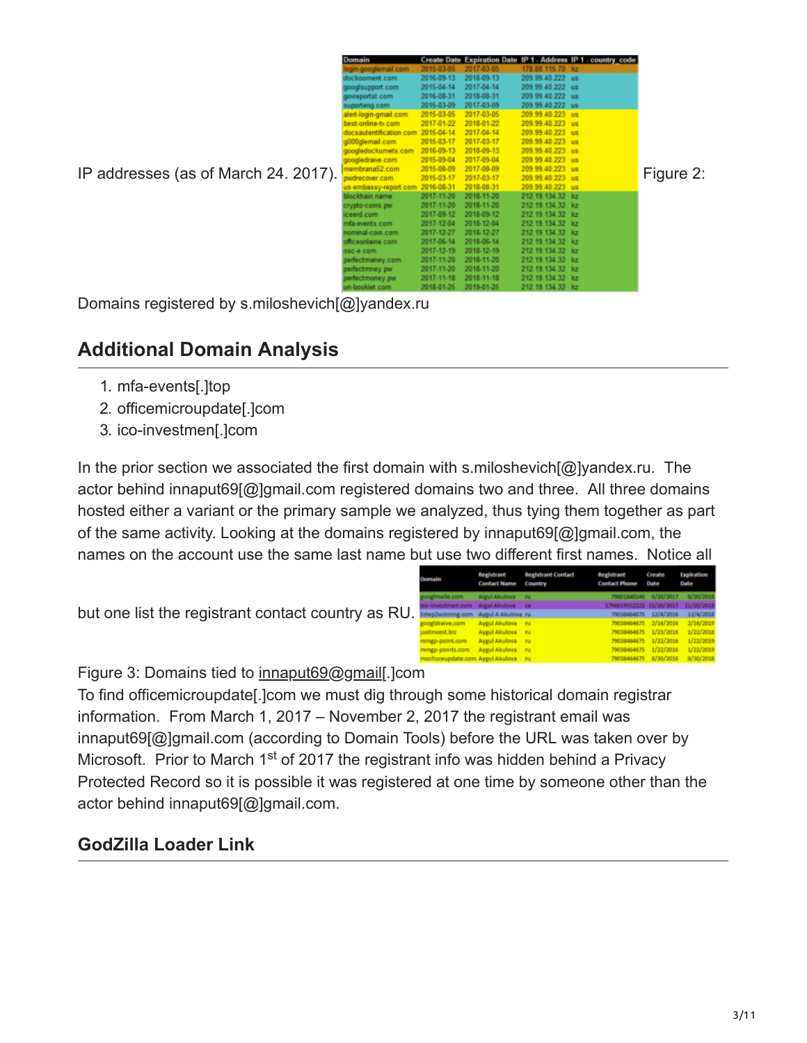IP addresses (as of March 24. 2017).

| Domain | Create Date | Expiration Date | IP 1 - Address | IP 1 - country_code |
|---|---|---|---|---|
| login-googlemail.com | 2015-03-05 | 2017-03-05 | 178.88.115.70 | kz |
| dockooment.com | 2016-09-13 | 2018-09-13 | 209.99.40.222 | us |
| googlsupport.com | 2015-04-14 | 2017-04-14 | 209.99.40.222 | us |
| govreportst.com | 2016-08-31 | 2018-08-31 | 209.99.40.222 | us |
| suporteng.com | 2015-03-09 | 2017-03-09 | 209.99.40.222 | us |
| alert-login-gmail.com | 2015-03-05 | 2017-03-05 | 209.99.40.223 | us |
| best-online-tv.com | 2017-01-22 | 2018-01-22 | 209.99.40.223 | us |
| docsautentification.com | 2015-04-14 | 2017-04-14 | 209.99.40.223 | us |
| g000glemail.com | 2015-03-17 | 2017-03-17 | 209.99.40.223 | us |
| googledockumets.com | 2016-09-13 | 2018-09-13 | 209.99.40.223 | us |
| googledraive.com | 2015-09-04 | 2017-09-04 | 209.99.40.223 | us |
| membrana52.com | 2015-08-09 | 2017-08-09 | 209.99.40.223 | us |
| pwdrecover.com | 2015-03-17 | 2017-03-17 | 209.99.40.223 | us |
| us-embassy-report.com | 2016-08-31 | 2018-08-31 | 209.99.40.223 | us |
| blockhain.name | 2017-11-20 | 2018-11-20 | 212.19.134.32 | kz |
| crypto-coins.pw | 2017-11-20 | 2018-11-20 | 212.19.134.32 | kz |
| iceerd.com | 2017-09-12 | 2018-09-12 | 212.19.134.32 | kz |
| mfa-events.com | 2017-12-04 | 2018-12-04 | 212.19.134.32 | kz |
| nominal-coin.com | 2017-12-27 | 2018-12-27 | 212.19.134.32 | kz |
| officeonlaine.com | 2017-06-14 | 2018-06-14 | 212.19.134.32 | kz |
| osc-e.com | 2017-12-19 | 2018-12-19 | 212.19.134.32 | kz |
| perfectmaney.com | 2017-11-20 | 2018-11-20 | 212.19.134.32 | kz |
| perfectmney.pw | 2017-11-20 | 2018-11-20 | 212.19.134.32 | kz |
| perfectmoney.pw | 2017-11-18 | 2018-11-18 | 212.19.134.32 | kz |
| un-booklet.com | 2018-01-25 | 2019-01-25 | 212.19.134.32 | kz |

Figure 2: Domains registered by s.miloshevich[@]yandex.ru

## Additional Domain Analysis

1. mfa-events[.]top
2. officemicroupdate[.]com
3. ico-investmen[.]com

In the prior section we associated the first domain with s.miloshevich[@]yandex.ru. The actor behind innaput69[@]gmail.com registered domains two and three. All three domains hosted either a variant or the primary sample we analyzed, thus tying them together as part of the same activity. Looking at the domains registered by innaput69[@]gmail.com, the names on the account use the same last name but use two different first names. Notice all but one list the registrant contact country as RU.

| Domain | Registrant Contact Name | Registrant Contact Country | Registrant Contact Phone | Create Date | Expiration Date |
|---|---|---|---|---|---|
| googlmaile.com | Aigul Akulova | ru | 79601840146 | 6/20/2017 | 6/20/2018 |
| ico-investmen.com | Aigul Akulova | ca | 17960195S2222 | 11/20/2017 | 11/20/2018 |
| 1step2winning.com | Aygul A Akulova | ru | 79038464675 | 12/4/2016 | 12/4/2018 |
| googldraive.com | Aygul Akulova | ru | 79038464675 | 2/16/2016 | 2/16/2019 |
| justinvest.biz | Aygul Akulova | ru | 79038464675 | 1/23/2016 | 1/22/2018 |
| mmgp-point.com | Aygul Akulova | ru | 79038464675 | 1/22/2016 | 1/22/2019 |
| mmgp-points.com | Aygul Akulova | ru | 79038464675 | 1/22/2016 | 1/22/2019 |
| msofficeupdate.com | Aygul Akulova | ru | 79038464675 | 8/30/2016 | 8/30/2018 |

Figure 3: Domains tied to innaput69@gmail[.]com

To find officemicroupdate[.]com we must dig through some historical domain registrar information. From March 1, 2017 – November 2, 2017 the registrant email was innaput69[@]gmail.com (according to Domain Tools) before the URL was taken over by Microsoft. Prior to March 1st of 2017 the registrant info was hidden behind a Privacy Protected Record so it is possible it was registered at one time by someone other than the actor behind innaput69[@]gmail.com.

### GodZilla Loader Link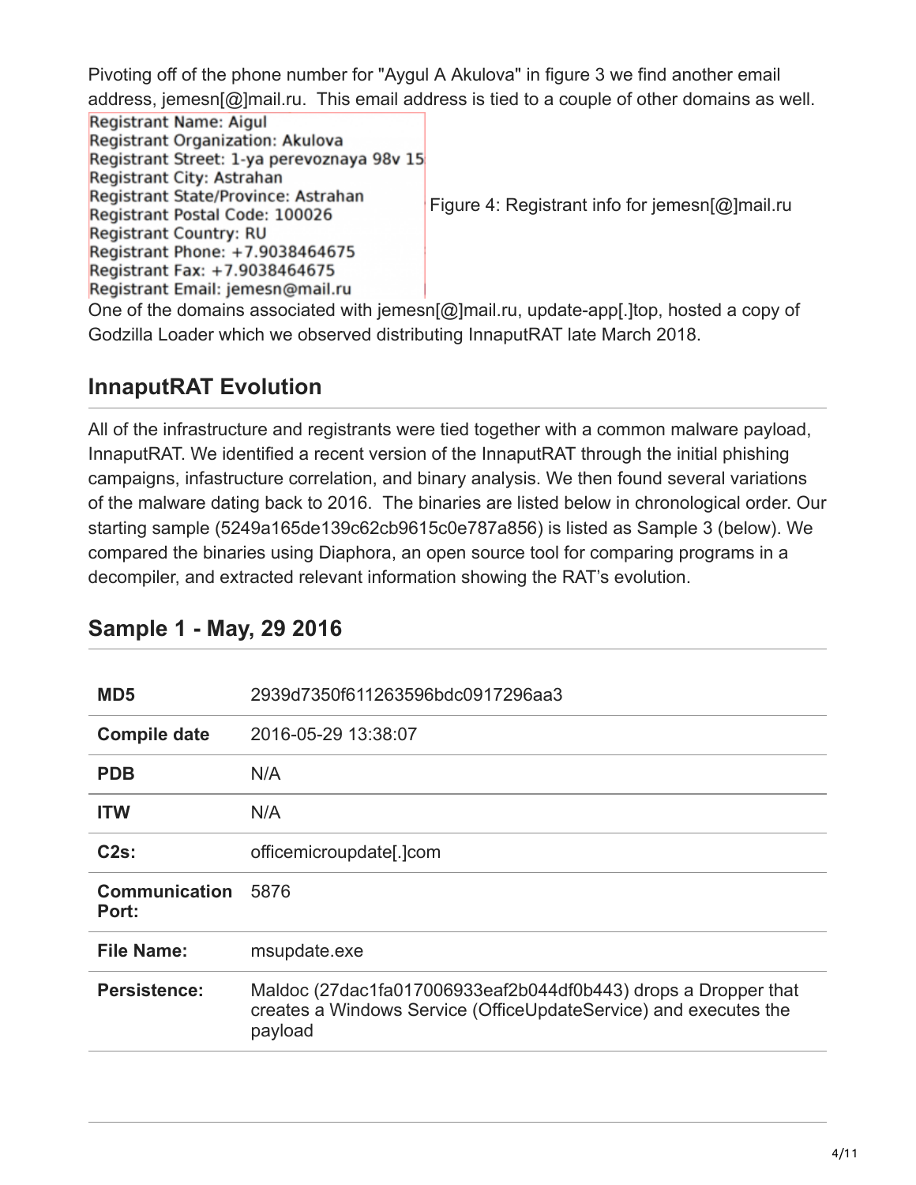Pivoting off of the phone number for "Aygul A Akulova" in figure 3 we find another email address, jemesn[@]mail.ru. This email address is tied to a couple of other domains as well.

```
Registrant Name: Aigul
Registrant Organization: Akulova
Registrant Street: 1-ya perevoznaya 98v 15
Registrant City: Astrahan
Registrant State/Province: Astrahan
Registrant Postal Code: 100026
Registrant Country: RU
Registrant Phone: +7.9038464675
Registrant Fax: +7.9038464675
Registrant Email: jemesn@mail.ru
```

Figure 4: Registrant info for jemesn[@]mail.ru

One of the domains associated with jemesn[@]mail.ru, update-app[.]top, hosted a copy of Godzilla Loader which we observed distributing InnaputRAT late March 2018.

## InnaputRAT Evolution

All of the infrastructure and registrants were tied together with a common malware payload, InnaputRAT. We identified a recent version of the InnaputRAT through the initial phishing campaigns, infastructure correlation, and binary analysis. We then found several variations of the malware dating back to 2016. The binaries are listed below in chronological order. Our starting sample (5249a165de139c62cb9615c0e787a856) is listed as Sample 3 (below). We compared the binaries using Diaphora, an open source tool for comparing programs in a decompiler, and extracted relevant information showing the RAT's evolution.

## Sample 1 - May, 29 2016

| | |
|---|---|
| **MD5** | 2939d7350f611263596bdc0917296aa3 |
| **Compile date** | 2016-05-29 13:38:07 |
| **PDB** | N/A |
| **ITW** | N/A |
| **C2s:** | officemicroupdate[.]com |
| **Communication Port:** | 5876 |
| **File Name:** | msupdate.exe |
| **Persistence:** | Maldoc (27dac1fa017006933eaf2b044df0b443) drops a Dropper that creates a Windows Service (OfficeUpdateService) and executes the payload |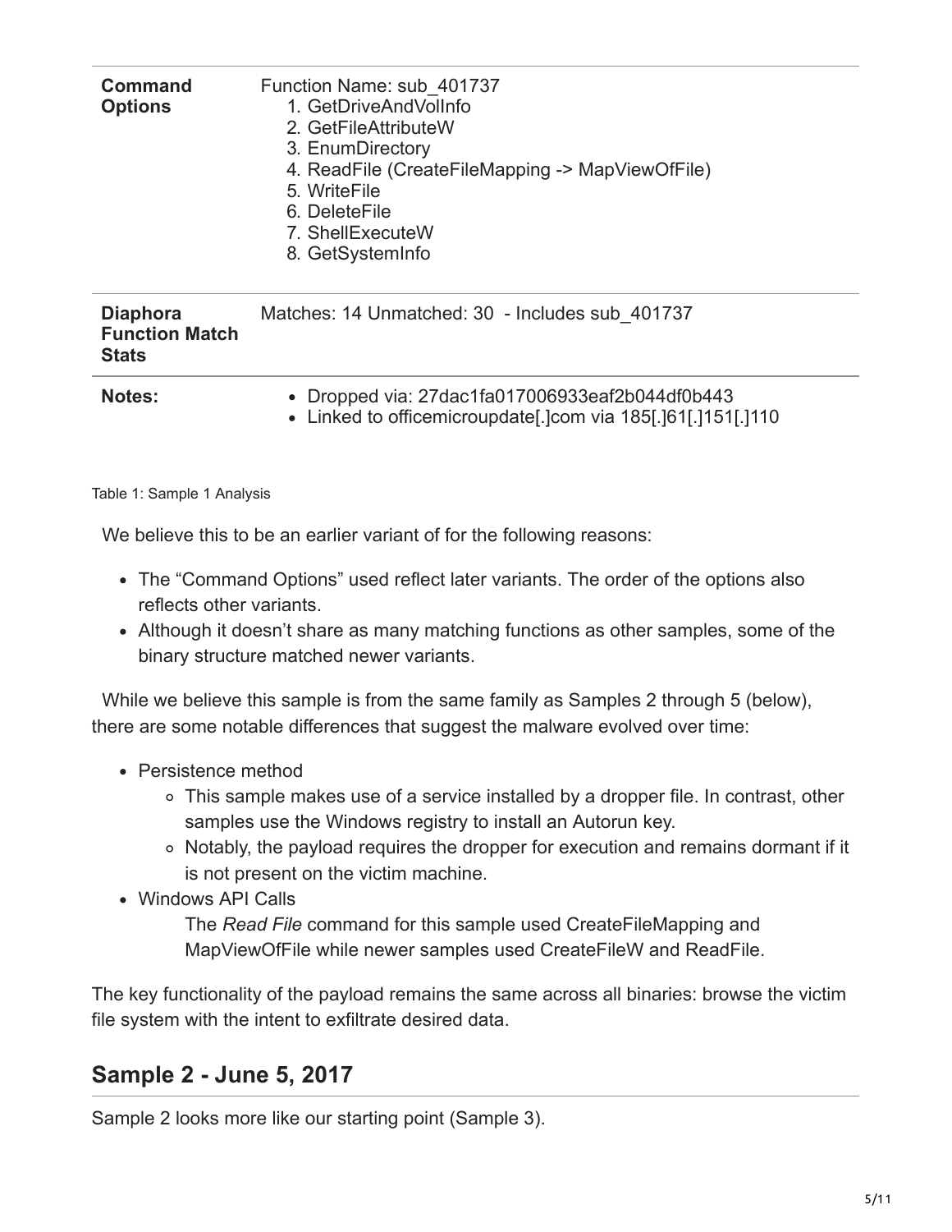| | |
|---|---|
| **Command Options** | Function Name: sub_401737<br>1. GetDriveAndVolInfo<br>2. GetFileAttributeW<br>3. EnumDirectory<br>4. ReadFile (CreateFileMapping -> MapViewOfFile)<br>5. WriteFile<br>6. DeleteFile<br>7. ShellExecuteW<br>8. GetSystemInfo |
| **Diaphora Function Match Stats** | Matches: 14 Unmatched: 30 - Includes sub_401737 |
| **Notes:** | • Dropped via: 27dac1fa017006933eaf2b044df0b443<br>• Linked to officemicroupdate[.]com via 185[.]61[.]151[.]110 |

Table 1: Sample 1 Analysis

We believe this to be an earlier variant of for the following reasons:

- The "Command Options" used reflect later variants. The order of the options also reflects other variants.
- Although it doesn't share as many matching functions as other samples, some of the binary structure matched newer variants.

While we believe this sample is from the same family as Samples 2 through 5 (below), there are some notable differences that suggest the malware evolved over time:

- Persistence method
  - This sample makes use of a service installed by a dropper file. In contrast, other samples use the Windows registry to install an Autorun key.
  - Notably, the payload requires the dropper for execution and remains dormant if it is not present on the victim machine.
- Windows API Calls

  The *Read File* command for this sample used CreateFileMapping and MapViewOfFile while newer samples used CreateFileW and ReadFile.

The key functionality of the payload remains the same across all binaries: browse the victim file system with the intent to exfiltrate desired data.

## Sample 2 - June 5, 2017

Sample 2 looks more like our starting point (Sample 3).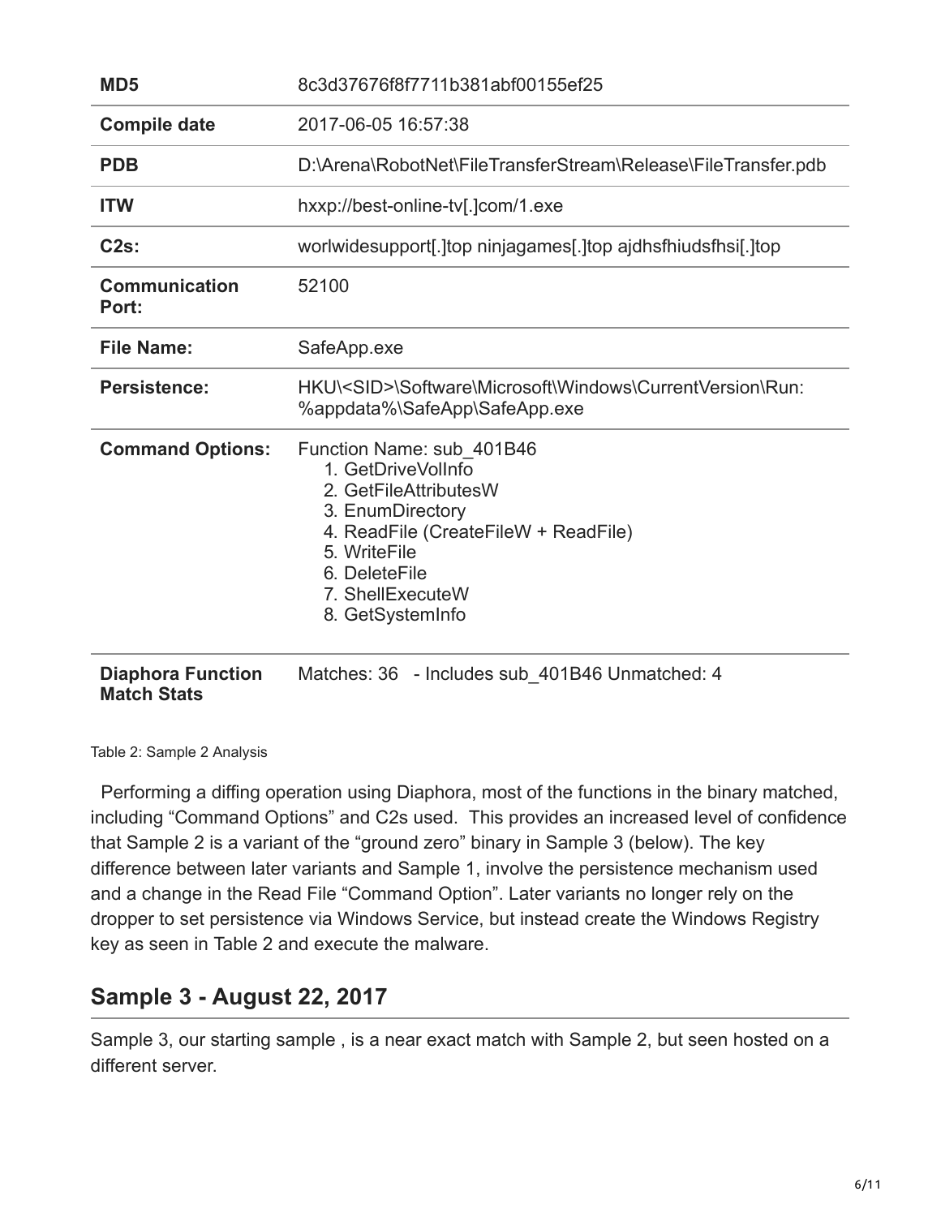| MD5 | 8c3d37676f8f7711b381abf00155ef25 |
| --- | --- |
| Compile date | 2017-06-05 16:57:38 |
| PDB | D:\Arena\RobotNet\FileTransferStream\Release\FileTransfer.pdb |
| ITW | hxxp://best-online-tv[.]com/1.exe |
| C2s: | worlwidesupport[.]top ninjagames[.]top ajdhsfhiudsfhsi[.]top |
| Communication Port: | 52100 |
| File Name: | SafeApp.exe |
| Persistence: | HKU\<SID>\Software\Microsoft\Windows\CurrentVersion\Run: %appdata%\SafeApp\SafeApp.exe |
| Command Options: | Function Name: sub_401B46<br>1. GetDriveVolInfo<br>2. GetFileAttributesW<br>3. EnumDirectory<br>4. ReadFile (CreateFileW + ReadFile)<br>5. WriteFile<br>6. DeleteFile<br>7. ShellExecuteW<br>8. GetSystemInfo |
| Diaphora Function Match Stats | Matches: 36 - Includes sub_401B46 Unmatched: 4 |

Table 2: Sample 2 Analysis

Performing a diffing operation using Diaphora, most of the functions in the binary matched, including "Command Options" and C2s used. This provides an increased level of confidence that Sample 2 is a variant of the "ground zero" binary in Sample 3 (below). The key difference between later variants and Sample 1, involve the persistence mechanism used and a change in the Read File "Command Option". Later variants no longer rely on the dropper to set persistence via Windows Service, but instead create the Windows Registry key as seen in Table 2 and execute the malware.

## Sample 3 - August 22, 2017

Sample 3, our starting sample , is a near exact match with Sample 2, but seen hosted on a different server.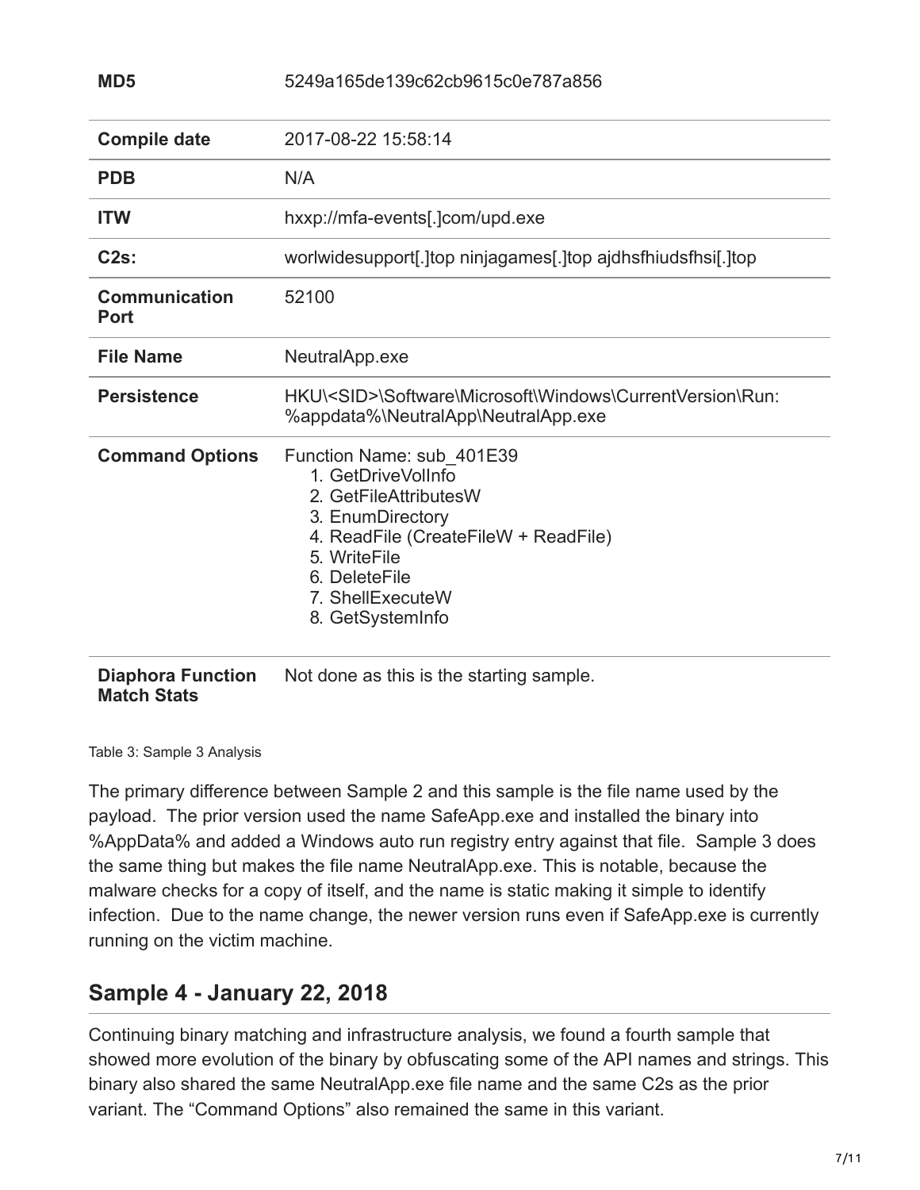| MD5 | 5249a165de139c62cb9615c0e787a856 |
| --- | --- |
| **Compile date** | 2017-08-22 15:58:14 |
| **PDB** | N/A |
| **ITW** | hxxp://mfa-events[.]com/upd.exe |
| **C2s:** | worlwidesupport[.]top ninjagames[.]top ajdhsfhiudsfhsi[.]top |
| **Communication Port** | 52100 |
| **File Name** | NeutralApp.exe |
| **Persistence** | HKU\<SID>\Software\Microsoft\Windows\CurrentVersion\Run: %appdata%\NeutralApp\NeutralApp.exe |
| **Command Options** | Function Name: sub_401E39<br>1. GetDriveVolInfo<br>2. GetFileAttributesW<br>3. EnumDirectory<br>4. ReadFile (CreateFileW + ReadFile)<br>5. WriteFile<br>6. DeleteFile<br>7. ShellExecuteW<br>8. GetSystemInfo |
| **Diaphora Function Match Stats** | Not done as this is the starting sample. |

Table 3: Sample 3 Analysis

The primary difference between Sample 2 and this sample is the file name used by the payload. The prior version used the name SafeApp.exe and installed the binary into %AppData% and added a Windows auto run registry entry against that file. Sample 3 does the same thing but makes the file name NeutralApp.exe. This is notable, because the malware checks for a copy of itself, and the name is static making it simple to identify infection. Due to the name change, the newer version runs even if SafeApp.exe is currently running on the victim machine.

## Sample 4 - January 22, 2018

Continuing binary matching and infrastructure analysis, we found a fourth sample that showed more evolution of the binary by obfuscating some of the API names and strings. This binary also shared the same NeutralApp.exe file name and the same C2s as the prior variant. The "Command Options" also remained the same in this variant.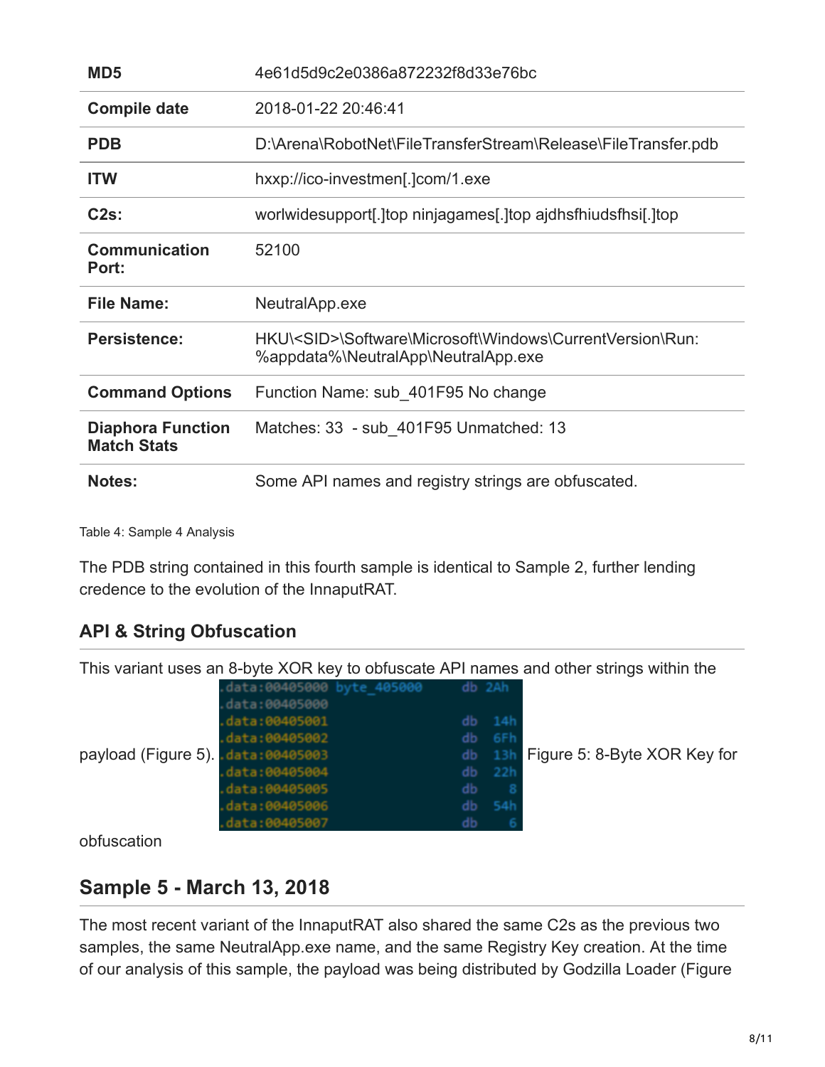| MD5 | 4e61d5d9c2e0386a872232f8d33e76bc |
| --- | --- |
| **Compile date** | 2018-01-22 20:46:41 |
| **PDB** | D:\Arena\RobotNet\FileTransferStream\Release\FileTransfer.pdb |
| **ITW** | hxxp://ico-investmen[.]com/1.exe |
| **C2s:** | worlwidesupport[.]top ninjagames[.]top ajdhsfhiudsfhsi[.]top |
| **Communication Port:** | 52100 |
| **File Name:** | NeutralApp.exe |
| **Persistence:** | HKU\<SID>\Software\Microsoft\Windows\CurrentVersion\Run: %appdata%\NeutralApp\NeutralApp.exe |
| **Command Options** | Function Name: sub_401F95 No change |
| **Diaphora Function Match Stats** | Matches: 33 - sub_401F95 Unmatched: 13 |
| **Notes:** | Some API names and registry strings are obfuscated. |

Table 4: Sample 4 Analysis

The PDB string contained in this fourth sample is identical to Sample 2, further lending credence to the evolution of the InnaputRAT.

## API & String Obfuscation

This variant uses an 8-byte XOR key to obfuscate API names and other strings within the payload (Figure 5).

```
.data:00405000 byte_405000     db 2Ah
.data:00405000
.data:00405001                 db 14h
.data:00405002                 db 6Fh
.data:00405003                 db 13h
.data:00405004                 db 22h
.data:00405005                 db   8
.data:00405006                 db 54h
.data:00405007                 db   6
```

Figure 5: 8-Byte XOR Key for obfuscation

## Sample 5 - March 13, 2018

The most recent variant of the InnaputRAT also shared the same C2s as the previous two samples, the same NeutralApp.exe name, and the same Registry Key creation. At the time of our analysis of this sample, the payload was being distributed by Godzilla Loader (Figure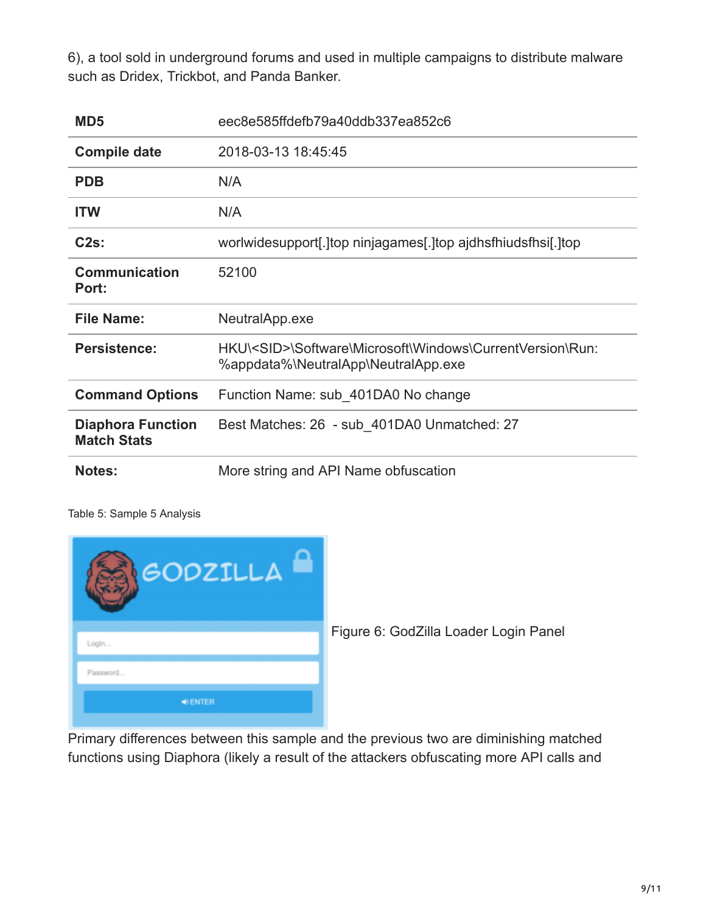6), a tool sold in underground forums and used in multiple campaigns to distribute malware such as Dridex, Trickbot, and Panda Banker.

| | |
|---|---|
| **MD5** | eec8e585ffdefb79a40ddb337ea852c6 |
| **Compile date** | 2018-03-13 18:45:45 |
| **PDB** | N/A |
| **ITW** | N/A |
| **C2s:** | worlwidesupport[.]top ninjagames[.]top ajdhsfhiudsfhsi[.]top |
| **Communication Port:** | 52100 |
| **File Name:** | NeutralApp.exe |
| **Persistence:** | HKU\<SID>\Software\Microsoft\Windows\CurrentVersion\Run: %appdata%\NeutralApp\NeutralApp.exe |
| **Command Options** | Function Name: sub_401DA0 No change |
| **Diaphora Function Match Stats** | Best Matches: 26 - sub_401DA0 Unmatched: 27 |
| **Notes:** | More string and API Name obfuscation |

Table 5: Sample 5 Analysis

Figure 6: GodZilla Loader Login Panel

Primary differences between this sample and the previous two are diminishing matched functions using Diaphora (likely a result of the attackers obfuscating more API calls and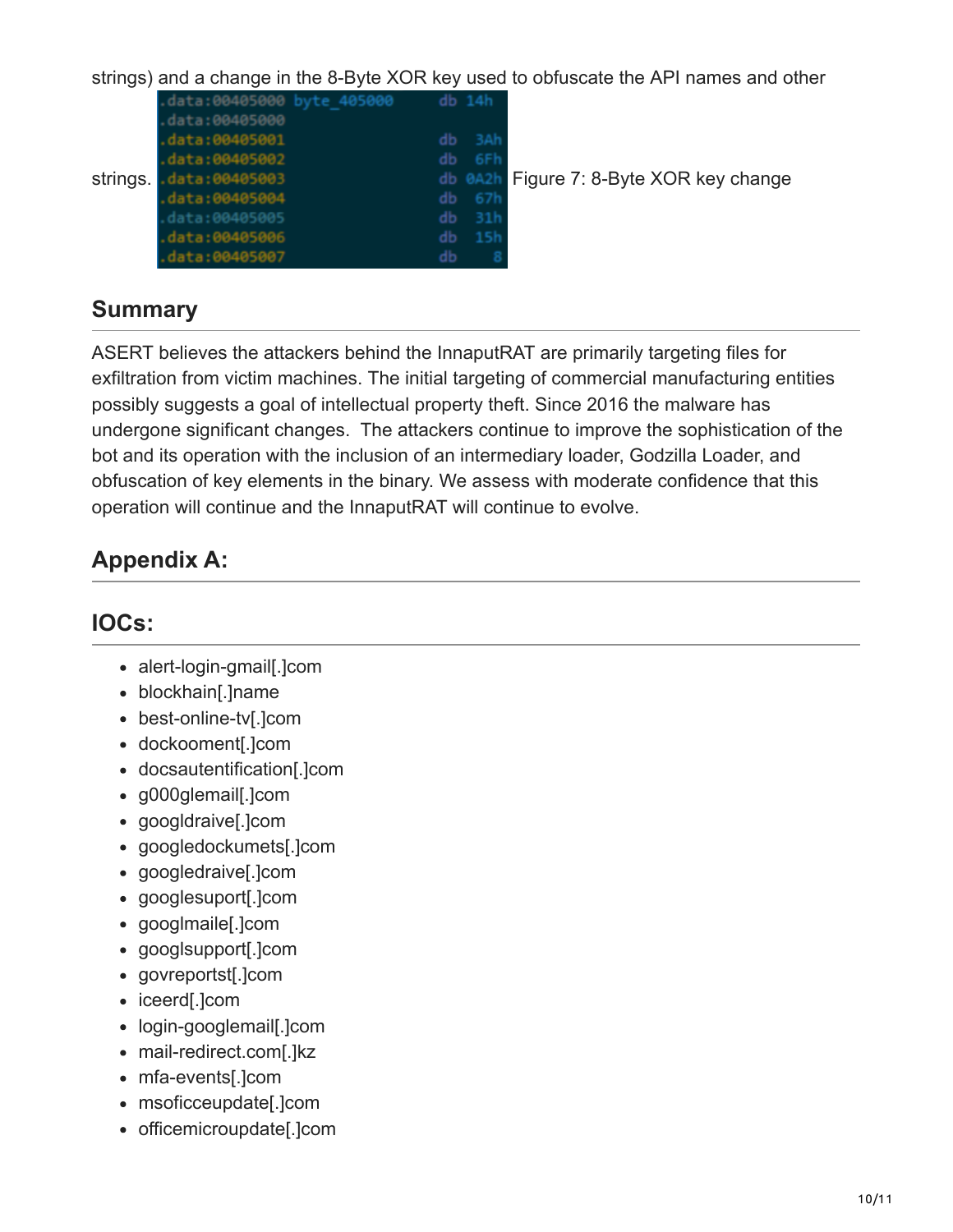strings) and a change in the 8-Byte XOR key used to obfuscate the API names and other strings.

```
.data:00405000 byte_405000     db 14h
.data:00405000
.data:00405001                 db 3Ah
.data:00405002                 db 6Fh
.data:00405003                 db 0A2h
.data:00405004                 db 67h
.data:00405005                 db 31h
.data:00405006                 db 15h
.data:00405007                 db    8
```

Figure 7: 8-Byte XOR key change

## Summary

ASERT believes the attackers behind the InnaputRAT are primarily targeting files for exfiltration from victim machines. The initial targeting of commercial manufacturing entities possibly suggests a goal of intellectual property theft. Since 2016 the malware has undergone significant changes. The attackers continue to improve the sophistication of the bot and its operation with the inclusion of an intermediary loader, Godzilla Loader, and obfuscation of key elements in the binary. We assess with moderate confidence that this operation will continue and the InnaputRAT will continue to evolve.

## Appendix A:

## IOCs:

- alert-login-gmail[.]com
- blockhain[.]name
- best-online-tv[.]com
- dockooment[.]com
- docsautentification[.]com
- g000glemail[.]com
- googldraive[.]com
- googledockumets[.]com
- googledraive[.]com
- googlesuport[.]com
- googlmaile[.]com
- googlsupport[.]com
- govreportst[.]com
- iceerd[.]com
- login-googlemail[.]com
- mail-redirect.com[.]kz
- mfa-events[.]com
- msoficceupdate[.]com
- officemicroupdate[.]com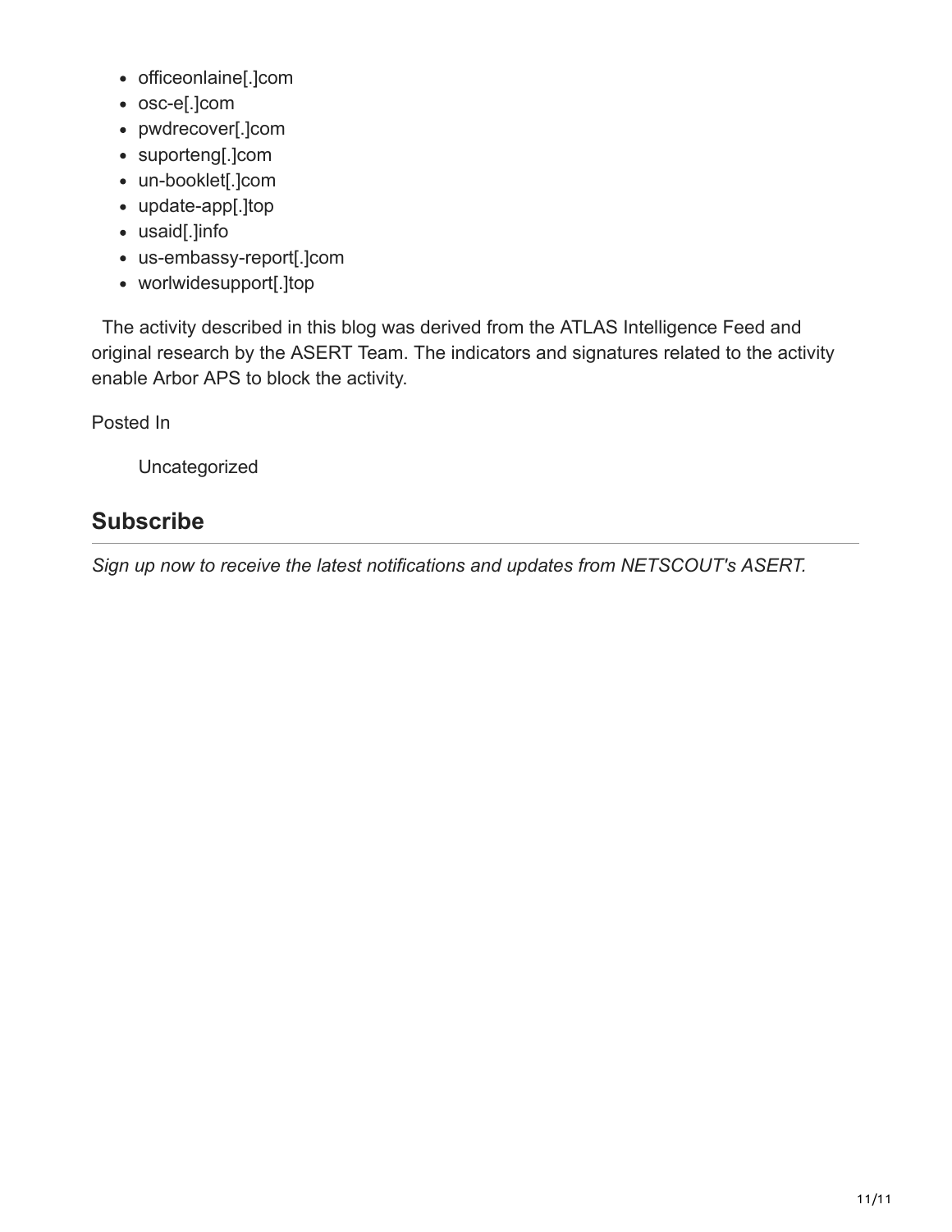- officeonlaine[.]com
- osc-e[.]com
- pwdrecover[.]com
- suporteng[.]com
- un-booklet[.]com
- update-app[.]top
- usaid[.]info
- us-embassy-report[.]com
- worlwidesupport[.]top

The activity described in this blog was derived from the ATLAS Intelligence Feed and original research by the ASERT Team. The indicators and signatures related to the activity enable Arbor APS to block the activity.

Posted In

Uncategorized

## Subscribe

*Sign up now to receive the latest notifications and updates from NETSCOUT's ASERT.*